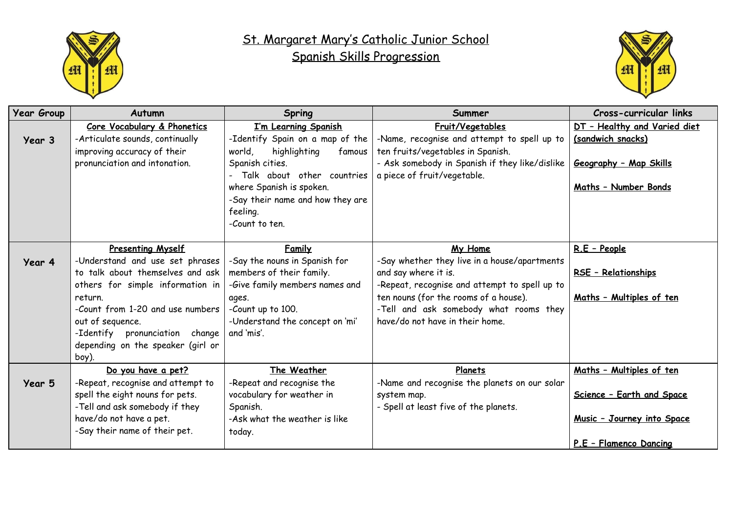# St. Margaret Mary's Catholic Junior School
## Spanish Skills Progression

| Year Group | Autumn | Spring | Summer | Cross-curricular links |
|---|---|---|---|---|
| **Year 3** | **Core Vocabulary & Phonetics**<br>-Articulate sounds, continually improving accuracy of their pronunciation and intonation. | **I'm Learning Spanish**<br>-Identify Spain on a map of the world, highlighting famous Spanish cities.<br>- Talk about other countries where Spanish is spoken.<br>-Say their name and how they are feeling.<br>-Count to ten. | **Fruit/Vegetables**<br>-Name, recognise and attempt to spell up to ten fruits/vegetables in Spanish.<br>- Ask somebody in Spanish if they like/dislike a piece of fruit/vegetable. | **DT – Healthy and Varied diet (sandwich snacks)**<br><br>**Geography – Map Skills**<br><br>**Maths – Number Bonds** |
| **Year 4** | **Presenting Myself**<br>-Understand and use set phrases to talk about themselves and ask others for simple information in return.<br>-Count from 1-20 and use numbers out of sequence.<br>-Identify pronunciation change depending on the speaker (girl or boy). | **Family**<br>-Say the nouns in Spanish for members of their family.<br>-Give family members names and ages.<br>-Count up to 100.<br>-Understand the concept on 'mi' and 'mis'. | **My Home**<br>-Say whether they live in a house/apartments and say where it is.<br>-Repeat, recognise and attempt to spell up to ten nouns (for the rooms of a house).<br>-Tell and ask somebody what rooms they have/do not have in their home. | **R.E – People**<br><br>**RSE – Relationships**<br><br>**Maths – Multiples of ten** |
| **Year 5** | **Do you have a pet?**<br>-Repeat, recognise and attempt to spell the eight nouns for pets.<br>-Tell and ask somebody if they have/do not have a pet.<br>-Say their name of their pet. | **The Weather**<br>-Repeat and recognise the vocabulary for weather in Spanish.<br>-Ask what the weather is like today. | **Planets**<br>-Name and recognise the planets on our solar system map.<br>- Spell at least five of the planets. | **Maths – Multiples of ten**<br><br>**Science – Earth and Space**<br><br>**Music – Journey into Space**<br><br>**P.E – Flamenco Dancing** |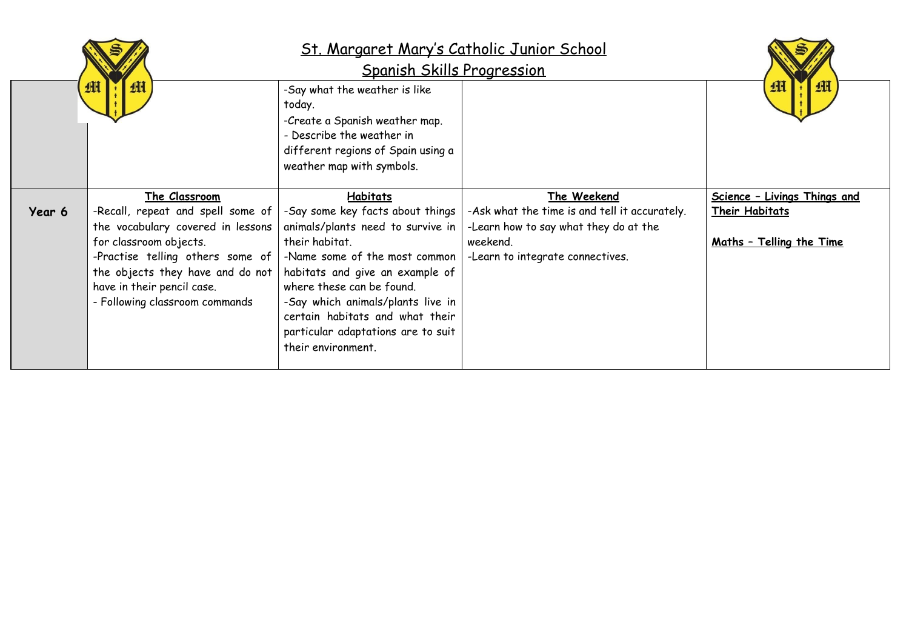# St. Margaret Mary's Catholic Junior School

## Spanish Skills Progression

| | | | | |
|---|---|---|---|---|
| | | -Say what the weather is like today.<br>-Create a Spanish weather map.<br>- Describe the weather in different regions of Spain using a weather map with symbols. | | |
| **Year 6** | **The Classroom**<br>-Recall, repeat and spell some of the vocabulary covered in lessons for classroom objects.<br>-Practise telling others some of the objects they have and do not have in their pencil case.<br>- Following classroom commands | **Habitats**<br>-Say some key facts about things animals/plants need to survive in their habitat.<br>-Name some of the most common habitats and give an example of where these can be found.<br>-Say which animals/plants live in certain habitats and what their particular adaptations are to suit their environment. | **The Weekend**<br>-Ask what the time is and tell it accurately.<br>-Learn how to say what they do at the weekend.<br>-Learn to integrate connectives. | **Science – Livings Things and Their Habitats**<br><br>**Maths – Telling the Time** |